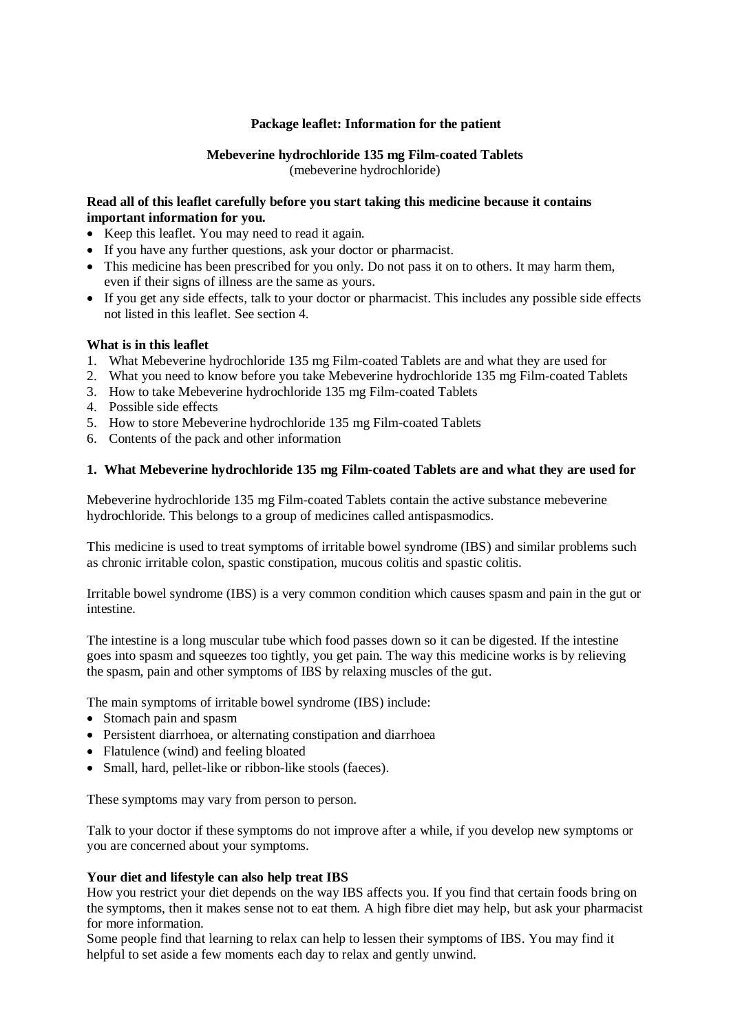# Package leaflet: Information for the patient

## Mebeverine hydrochloride 135 mg Film-coated Tablets

(mebeverine hydrochloride)

**Read all of this leaflet carefully before you start taking this medicine because it contains important information for you.**

- Keep this leaflet. You may need to read it again.
- If you have any further questions, ask your doctor or pharmacist.
- This medicine has been prescribed for you only. Do not pass it on to others. It may harm them, even if their signs of illness are the same as yours.
- If you get any side effects, talk to your doctor or pharmacist. This includes any possible side effects not listed in this leaflet. See section 4.

**What is in this leaflet**

1. What Mebeverine hydrochloride 135 mg Film-coated Tablets are and what they are used for
2. What you need to know before you take Mebeverine hydrochloride 135 mg Film-coated Tablets
3. How to take Mebeverine hydrochloride 135 mg Film-coated Tablets
4. Possible side effects
5. How to store Mebeverine hydrochloride 135 mg Film-coated Tablets
6. Contents of the pack and other information

## 1. What Mebeverine hydrochloride 135 mg Film-coated Tablets are and what they are used for

Mebeverine hydrochloride 135 mg Film-coated Tablets contain the active substance mebeverine hydrochloride. This belongs to a group of medicines called antispasmodics.

This medicine is used to treat symptoms of irritable bowel syndrome (IBS) and similar problems such as chronic irritable colon, spastic constipation, mucous colitis and spastic colitis.

Irritable bowel syndrome (IBS) is a very common condition which causes spasm and pain in the gut or intestine.

The intestine is a long muscular tube which food passes down so it can be digested. If the intestine goes into spasm and squeezes too tightly, you get pain. The way this medicine works is by relieving the spasm, pain and other symptoms of IBS by relaxing muscles of the gut.

The main symptoms of irritable bowel syndrome (IBS) include:

- Stomach pain and spasm
- Persistent diarrhoea, or alternating constipation and diarrhoea
- Flatulence (wind) and feeling bloated
- Small, hard, pellet-like or ribbon-like stools (faeces).

These symptoms may vary from person to person.

Talk to your doctor if these symptoms do not improve after a while, if you develop new symptoms or you are concerned about your symptoms.

**Your diet and lifestyle can also help treat IBS**

How you restrict your diet depends on the way IBS affects you. If you find that certain foods bring on the symptoms, then it makes sense not to eat them. A high fibre diet may help, but ask your pharmacist for more information.

Some people find that learning to relax can help to lessen their symptoms of IBS. You may find it helpful to set aside a few moments each day to relax and gently unwind.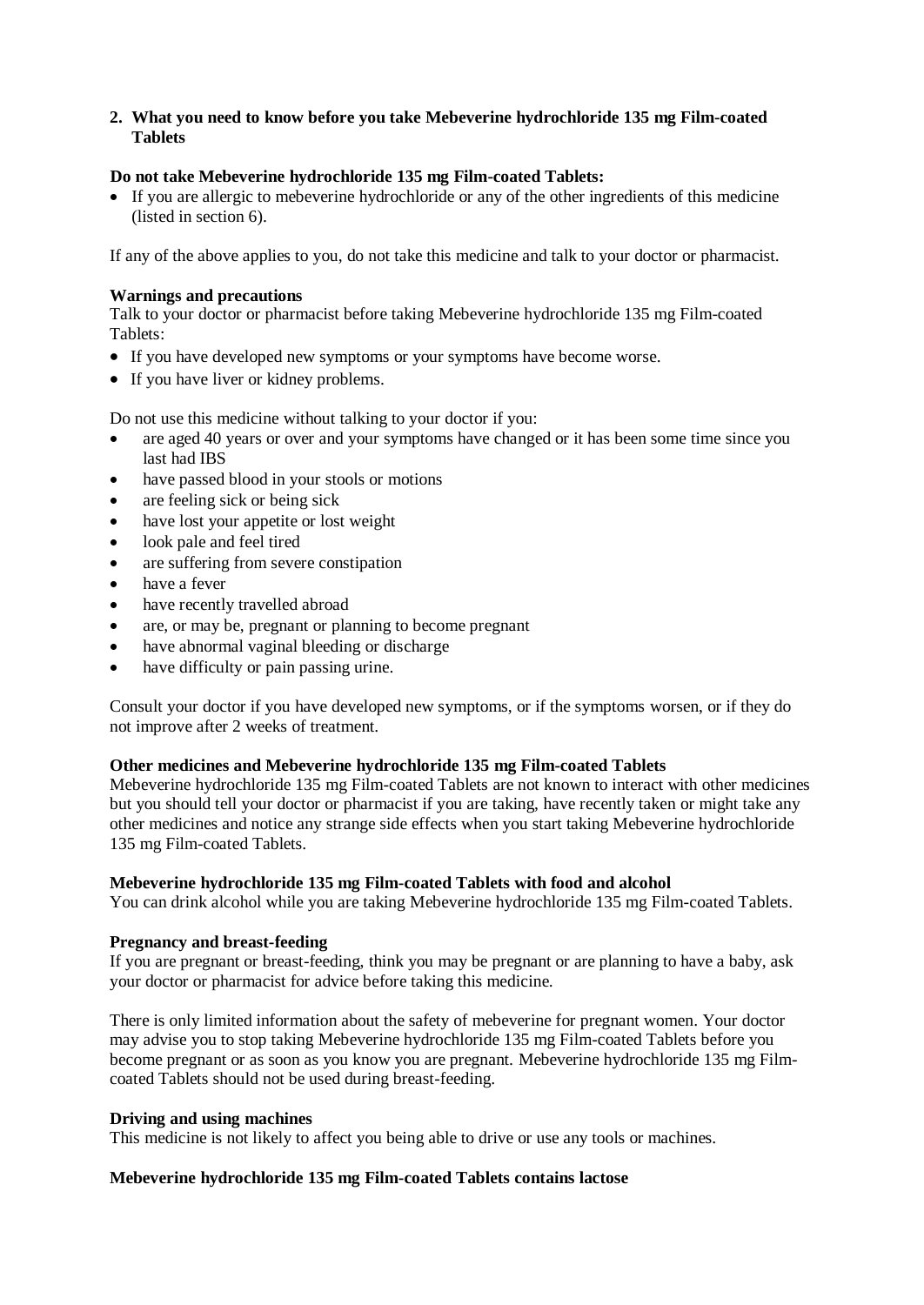## 2. What you need to know before you take Mebeverine hydrochloride 135 mg Film-coated Tablets

**Do not take Mebeverine hydrochloride 135 mg Film-coated Tablets:**

- If you are allergic to mebeverine hydrochloride or any of the other ingredients of this medicine (listed in section 6).

If any of the above applies to you, do not take this medicine and talk to your doctor or pharmacist.

**Warnings and precautions**

Talk to your doctor or pharmacist before taking Mebeverine hydrochloride 135 mg Film-coated Tablets:

- If you have developed new symptoms or your symptoms have become worse.
- If you have liver or kidney problems.

Do not use this medicine without talking to your doctor if you:

- are aged 40 years or over and your symptoms have changed or it has been some time since you last had IBS
- have passed blood in your stools or motions
- are feeling sick or being sick
- have lost your appetite or lost weight
- look pale and feel tired
- are suffering from severe constipation
- have a fever
- have recently travelled abroad
- are, or may be, pregnant or planning to become pregnant
- have abnormal vaginal bleeding or discharge
- have difficulty or pain passing urine.

Consult your doctor if you have developed new symptoms, or if the symptoms worsen, or if they do not improve after 2 weeks of treatment.

**Other medicines and Mebeverine hydrochloride 135 mg Film-coated Tablets**

Mebeverine hydrochloride 135 mg Film-coated Tablets are not known to interact with other medicines but you should tell your doctor or pharmacist if you are taking, have recently taken or might take any other medicines and notice any strange side effects when you start taking Mebeverine hydrochloride 135 mg Film-coated Tablets.

**Mebeverine hydrochloride 135 mg Film-coated Tablets with food and alcohol**

You can drink alcohol while you are taking Mebeverine hydrochloride 135 mg Film-coated Tablets.

**Pregnancy and breast-feeding**

If you are pregnant or breast-feeding, think you may be pregnant or are planning to have a baby, ask your doctor or pharmacist for advice before taking this medicine.

There is only limited information about the safety of mebeverine for pregnant women. Your doctor may advise you to stop taking Mebeverine hydrochloride 135 mg Film-coated Tablets before you become pregnant or as soon as you know you are pregnant. Mebeverine hydrochloride 135 mg Film-coated Tablets should not be used during breast-feeding.

**Driving and using machines**

This medicine is not likely to affect you being able to drive or use any tools or machines.

**Mebeverine hydrochloride 135 mg Film-coated Tablets contains lactose**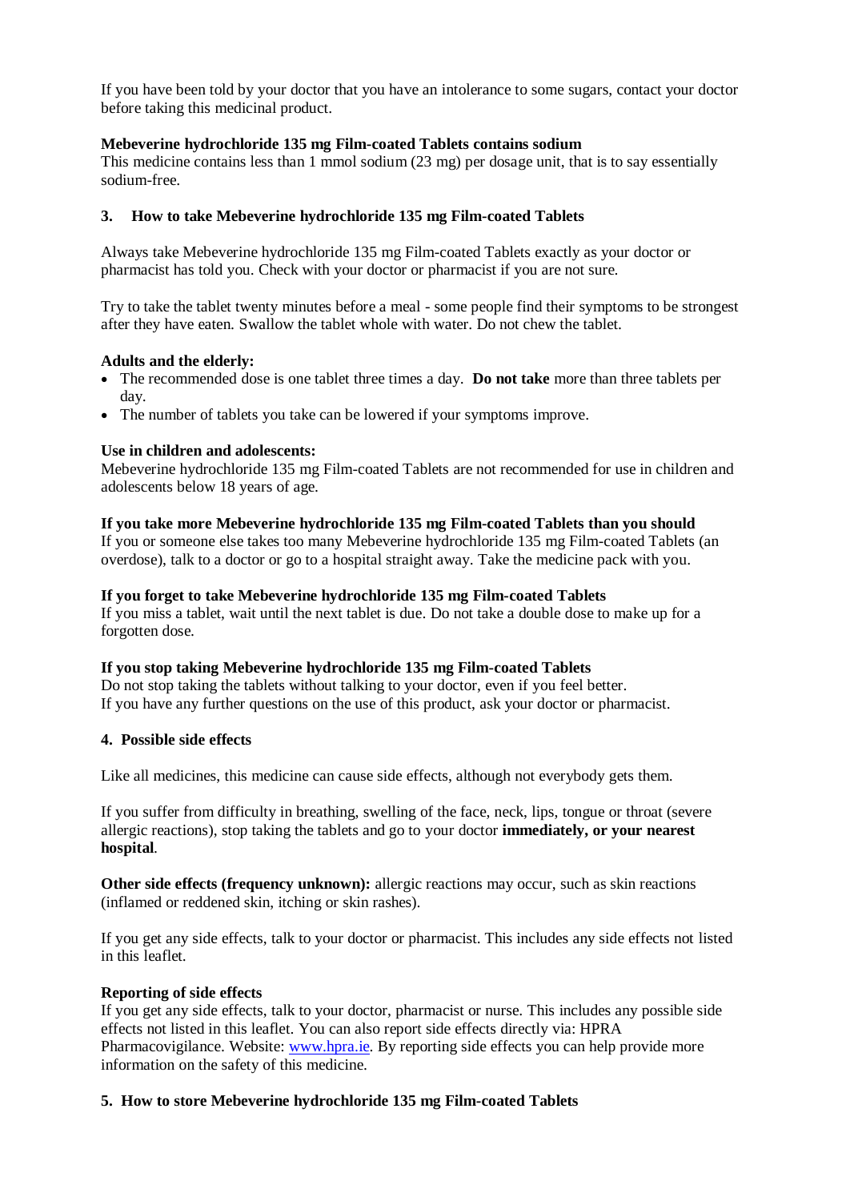If you have been told by your doctor that you have an intolerance to some sugars, contact your doctor before taking this medicinal product.

**Mebeverine hydrochloride 135 mg Film-coated Tablets contains sodium**
This medicine contains less than 1 mmol sodium (23 mg) per dosage unit, that is to say essentially sodium-free.

## 3. How to take Mebeverine hydrochloride 135 mg Film-coated Tablets

Always take Mebeverine hydrochloride 135 mg Film-coated Tablets exactly as your doctor or pharmacist has told you. Check with your doctor or pharmacist if you are not sure.

Try to take the tablet twenty minutes before a meal - some people find their symptoms to be strongest after they have eaten. Swallow the tablet whole with water. Do not chew the tablet.

**Adults and the elderly:**

- The recommended dose is one tablet three times a day. **Do not take** more than three tablets per day.
- The number of tablets you take can be lowered if your symptoms improve.

**Use in children and adolescents:**
Mebeverine hydrochloride 135 mg Film-coated Tablets are not recommended for use in children and adolescents below 18 years of age.

**If you take more Mebeverine hydrochloride 135 mg Film-coated Tablets than you should**
If you or someone else takes too many Mebeverine hydrochloride 135 mg Film-coated Tablets (an overdose), talk to a doctor or go to a hospital straight away. Take the medicine pack with you.

**If you forget to take Mebeverine hydrochloride 135 mg Film-coated Tablets**
If you miss a tablet, wait until the next tablet is due. Do not take a double dose to make up for a forgotten dose.

**If you stop taking Mebeverine hydrochloride 135 mg Film-coated Tablets**
Do not stop taking the tablets without talking to your doctor, even if you feel better.
If you have any further questions on the use of this product, ask your doctor or pharmacist.

## 4. Possible side effects

Like all medicines, this medicine can cause side effects, although not everybody gets them.

If you suffer from difficulty in breathing, swelling of the face, neck, lips, tongue or throat (severe allergic reactions), stop taking the tablets and go to your doctor **immediately, or your nearest hospital**.

**Other side effects (frequency unknown):** allergic reactions may occur, such as skin reactions (inflamed or reddened skin, itching or skin rashes).

If you get any side effects, talk to your doctor or pharmacist. This includes any side effects not listed in this leaflet.

**Reporting of side effects**
If you get any side effects, talk to your doctor, pharmacist or nurse. This includes any possible side effects not listed in this leaflet. You can also report side effects directly via: HPRA Pharmacovigilance. Website: www.hpra.ie. By reporting side effects you can help provide more information on the safety of this medicine.

## 5. How to store Mebeverine hydrochloride 135 mg Film-coated Tablets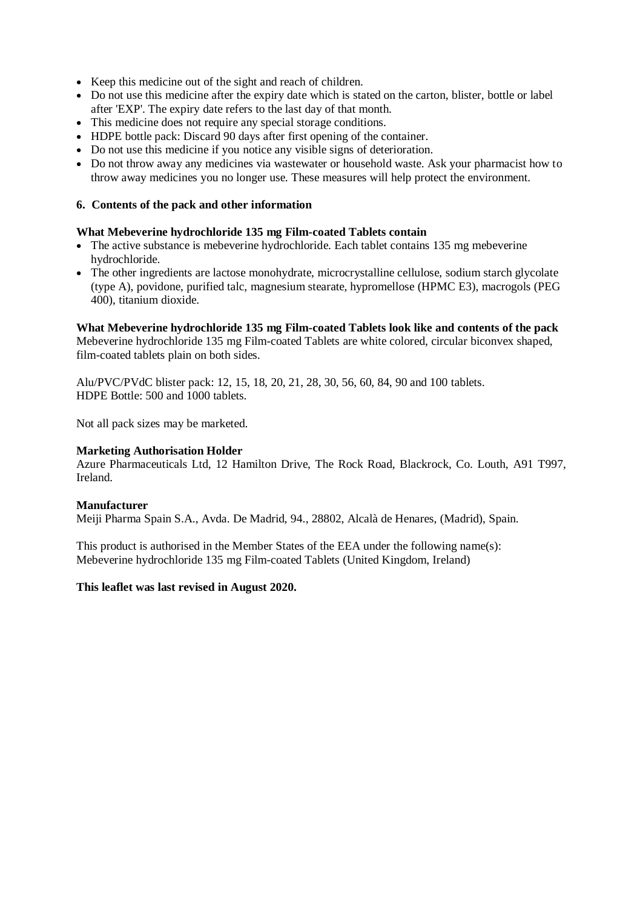- Keep this medicine out of the sight and reach of children.
- Do not use this medicine after the expiry date which is stated on the carton, blister, bottle or label after 'EXP'. The expiry date refers to the last day of that month.
- This medicine does not require any special storage conditions.
- HDPE bottle pack: Discard 90 days after first opening of the container.
- Do not use this medicine if you notice any visible signs of deterioration.
- Do not throw away any medicines via wastewater or household waste. Ask your pharmacist how to throw away medicines you no longer use. These measures will help protect the environment.

## 6. Contents of the pack and other information

**What Mebeverine hydrochloride 135 mg Film-coated Tablets contain**

- The active substance is mebeverine hydrochloride. Each tablet contains 135 mg mebeverine hydrochloride.
- The other ingredients are lactose monohydrate, microcrystalline cellulose, sodium starch glycolate (type A), povidone, purified talc, magnesium stearate, hypromellose (HPMC E3), macrogols (PEG 400), titanium dioxide.

**What Mebeverine hydrochloride 135 mg Film-coated Tablets look like and contents of the pack**

Mebeverine hydrochloride 135 mg Film-coated Tablets are white colored, circular biconvex shaped, film-coated tablets plain on both sides.

Alu/PVC/PVdC blister pack: 12, 15, 18, 20, 21, 28, 30, 56, 60, 84, 90 and 100 tablets.
HDPE Bottle: 500 and 1000 tablets.

Not all pack sizes may be marketed.

**Marketing Authorisation Holder**

Azure Pharmaceuticals Ltd, 12 Hamilton Drive, The Rock Road, Blackrock, Co. Louth, A91 T997, Ireland.

**Manufacturer**

Meiji Pharma Spain S.A., Avda. De Madrid, 94., 28802, Alcalà de Henares, (Madrid), Spain.

This product is authorised in the Member States of the EEA under the following name(s):
Mebeverine hydrochloride 135 mg Film-coated Tablets (United Kingdom, Ireland)

**This leaflet was last revised in August 2020.**